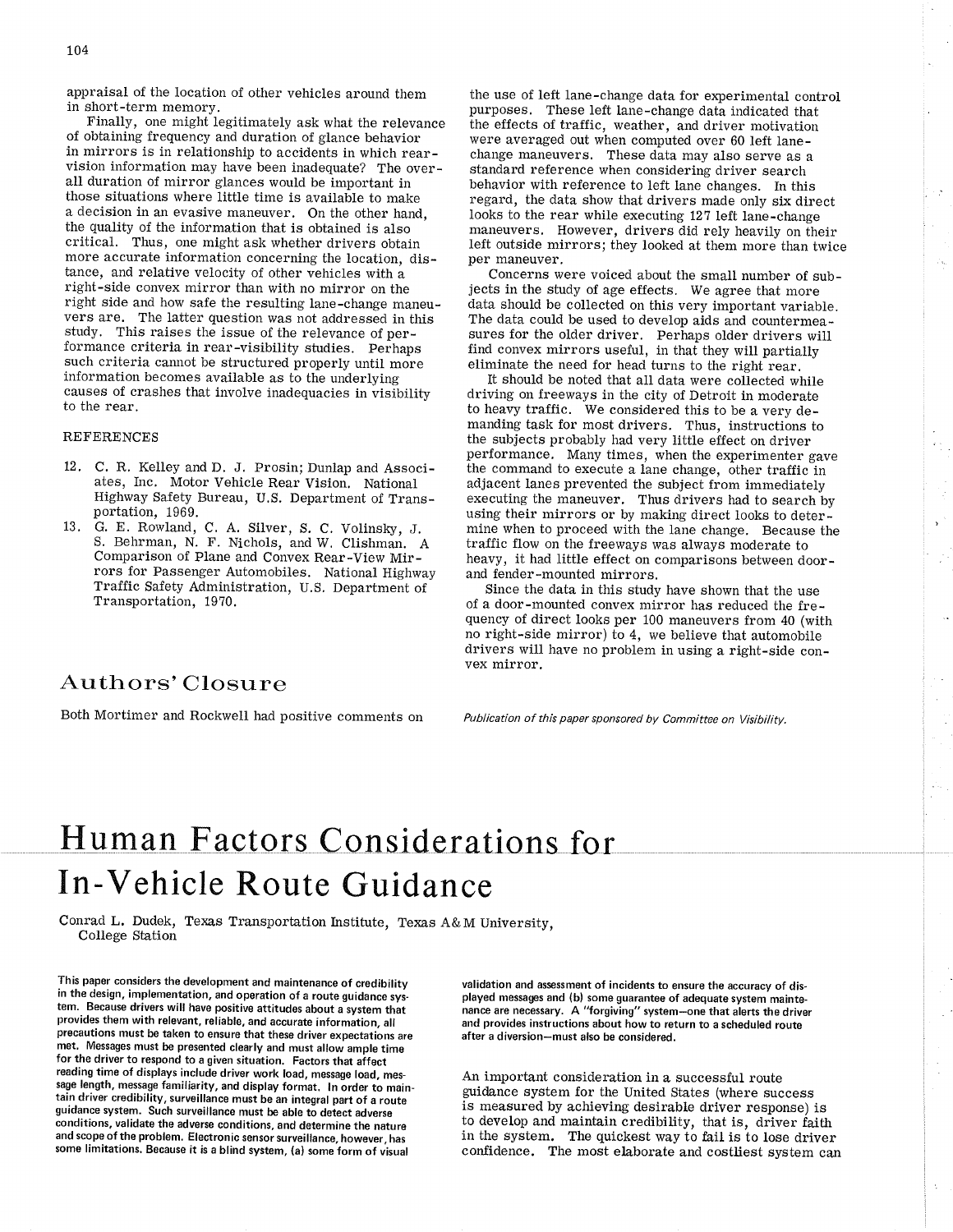appraisal of the location of other vehicles around them in short-term memory.

Finally, one might legitimately ask what the relevance of obtaining frequency and duration of glance behavior in mirrors is in relationship to accidents in which rear-vision information may have been inadequate? The overall duration of mirror glances would be important in those situations where little time is available to make a decision in an evasive maneuver. On the other hand, the quality of the information that is obtained is also critical. Thus, one might ask whether drivers obtain more accurate information concerning the location, distance, and relative velocity of other vehicles with a right-side convex mirror than with no mirror on the right side and how safe the resulting lane-change maneuvers are. The latter question was not addressed in this study. This raises the issue of the relevance of performance criteria in rear-visibility studies. Perhaps such criteria cannot be structured properly until more information becomes available as to the underlying causes of crashes that involve inadequacies in visibility to the rear.

REFERENCES

12. C. R. Kelley and D. J. Prosin; Dunlap and Associates, Inc. Motor Vehicle Rear Vision. National Highway Safety Bureau, U.S. Department of Transportation, 1969.
13. G. E. Rowland, C. A. Silver, S. C. Volinsky, J. S. Behrman, N. F. Nichols, and W. Clishman. A Comparison of Plane and Convex Rear-View Mirrors for Passenger Automobiles. National Highway Traffic Safety Administration, U.S. Department of Transportation, 1970.

## Authors' Closure

Both Mortimer and Rockwell had positive comments on the use of left lane-change data for experimental control purposes. These left lane-change data indicated that the effects of traffic, weather, and driver motivation were averaged out when computed over 60 left lane-change maneuvers. These data may also serve as a standard reference when considering driver search behavior with reference to left lane changes. In this regard, the data show that drivers made only six direct looks to the rear while executing 127 left lane-change maneuvers. However, drivers did rely heavily on their left outside mirrors; they looked at them more than twice per maneuver.

Concerns were voiced about the small number of subjects in the study of age effects. We agree that more data should be collected on this very important variable. The data could be used to develop aids and countermeasures for the older driver. Perhaps older drivers will find convex mirrors useful, in that they will partially eliminate the need for head turns to the right rear.

It should be noted that all data were collected while driving on freeways in the city of Detroit in moderate to heavy traffic. We considered this to be a very demanding task for most drivers. Thus, instructions to the subjects probably had very little effect on driver performance. Many times, when the experimenter gave the command to execute a lane change, other traffic in adjacent lanes prevented the subject from immediately executing the maneuver. Thus drivers had to search by using their mirrors or by making direct looks to determine when to proceed with the lane change. Because the traffic flow on the freeways was always moderate to heavy, it had little effect on comparisons between door- and fender-mounted mirrors.

Since the data in this study have shown that the use of a door-mounted convex mirror has reduced the frequency of direct looks per 100 maneuvers from 40 (with no right-side mirror) to 4, we believe that automobile drivers will have no problem in using a right-side convex mirror.

*Publication of this paper sponsored by Committee on Visibility.*

# Human Factors Considerations for In-Vehicle Route Guidance

Conrad L. Dudek, Texas Transportation Institute, Texas A&M University, College Station

**This paper considers the development and maintenance of credibility in the design, implementation, and operation of a route guidance system. Because drivers will have positive attitudes about a system that provides them with relevant, reliable, and accurate information, all precautions must be taken to ensure that these driver expectations are met. Messages must be presented clearly and must allow ample time for the driver to respond to a given situation. Factors that affect reading time of displays include driver work load, message load, message length, message familiarity, and display format. In order to maintain driver credibility, surveillance must be an integral part of a route guidance system. Such surveillance must be able to detect adverse conditions, validate the adverse conditions, and determine the nature and scope of the problem. Electronic sensor surveillance, however, has some limitations. Because it is a blind system, (a) some form of visual validation and assessment of incidents to ensure the accuracy of displayed messages and (b) some guarantee of adequate system maintenance are necessary. A "forgiving" system—one that alerts the driver and provides instructions about how to return to a scheduled route after a diversion—must also be considered.**

An important consideration in a successful route guidance system for the United States (where success is measured by achieving desirable driver response) is to develop and maintain credibility, that is, driver faith in the system. The quickest way to fail is to lose driver confidence. The most elaborate and costliest system can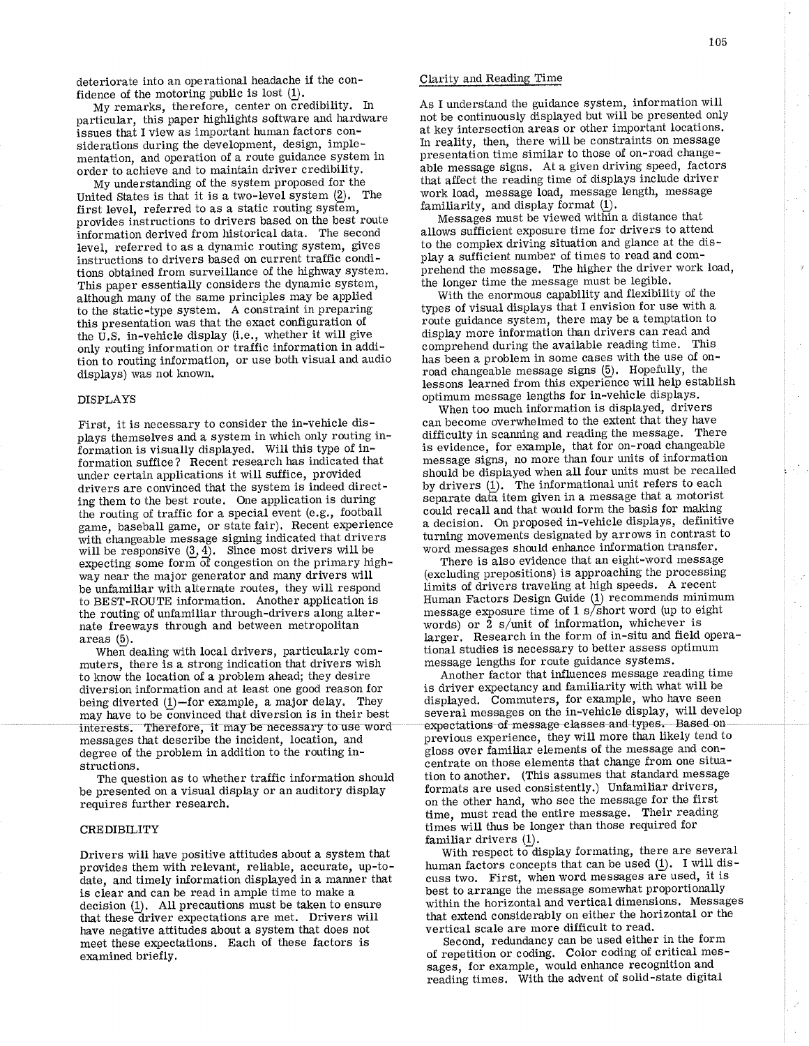deteriorate into an operational headache if the confidence of the motoring public is lost (1).

My remarks, therefore, center on credibility. In particular, this paper highlights software and hardware issues that I view as important human factors considerations during the development, design, implementation, and operation of a route guidance system in order to achieve and to maintain driver credibility.

My understanding of the system proposed for the United States is that it is a two-level system (2). The first level, referred to as a static routing system, provides instructions to drivers based on the best route information derived from historical data. The second level, referred to as a dynamic routing system, gives instructions to drivers based on current traffic conditions obtained from surveillance of the highway system. This paper essentially considers the dynamic system, although many of the same principles may be applied to the static-type system. A constraint in preparing this presentation was that the exact configuration of the U.S. in-vehicle display (i.e., whether it will give only routing information or traffic information in addition to routing information, or use both visual and audio displays) was not known.

## DISPLAYS

First, it is necessary to consider the in-vehicle displays themselves and a system in which only routing information is visually displayed. Will this type of information suffice? Recent research has indicated that under certain applications it will suffice, provided drivers are convinced that the system is indeed directing them to the best route. One application is during the routing of traffic for a special event (e.g., football game, baseball game, or state fair). Recent experience with changeable message signing indicated that drivers will be responsive (3, 4). Since most drivers will be expecting some form of congestion on the primary highway near the major generator and many drivers will be unfamiliar with alternate routes, they will respond to BEST-ROUTE information. Another application is the routing of unfamiliar through-drivers along alternate freeways through and between metropolitan areas (5).

When dealing with local drivers, particularly commuters, there is a strong indication that drivers wish to know the location of a problem ahead; they desire diversion information and at least one good reason for being diverted (1)—for example, a major delay. They may have to be convinced that diversion is in their best interests. Therefore, it may be necessary to use word messages that describe the incident, location, and degree of the problem in addition to the routing instructions.

The question as to whether traffic information should be presented on a visual display or an auditory display requires further research.

## CREDIBILITY

Drivers will have positive attitudes about a system that provides them with relevant, reliable, accurate, up-to-date, and timely information displayed in a manner that is clear and can be read in ample time to make a decision (1). All precautions must be taken to ensure that these driver expectations are met. Drivers will have negative attitudes about a system that does not meet these expectations. Each of these factors is examined briefly.

### Clarity and Reading Time

As I understand the guidance system, information will not be continuously displayed but will be presented only at key intersection areas or other important locations. In reality, then, there will be constraints on message presentation time similar to those of on-road changeable message signs. At a given driving speed, factors that affect the reading time of displays include driver work load, message load, message length, message familiarity, and display format (1).

Messages must be viewed within a distance that allows sufficient exposure time for drivers to attend to the complex driving situation and glance at the display a sufficient number of times to read and comprehend the message. The higher the driver work load, the longer time the message must be legible.

With the enormous capability and flexibility of the types of visual displays that I envision for use with a route guidance system, there may be a temptation to display more information than drivers can read and comprehend during the available reading time. This has been a problem in some cases with the use of on-road changeable message signs (5). Hopefully, the lessons learned from this experience will help establish optimum message lengths for in-vehicle displays.

When too much information is displayed, drivers can become overwhelmed to the extent that they have difficulty in scanning and reading the message. There is evidence, for example, that for on-road changeable message signs, no more than four units of information should be displayed when all four units must be recalled by drivers (1). The informational unit refers to each separate data item given in a message that a motorist could recall and that would form the basis for making a decision. On proposed in-vehicle displays, definitive turning movements designated by arrows in contrast to word messages should enhance information transfer.

There is also evidence that an eight-word message (excluding prepositions) is approaching the processing limits of drivers traveling at high speeds. A recent Human Factors Design Guide (1) recommends minimum message exposure time of 1 s/short word (up to eight words) or 2 s/unit of information, whichever is larger. Research in the form of in-situ and field operational studies is necessary to better assess optimum message lengths for route guidance systems.

Another factor that influences message reading time is driver expectancy and familiarity with what will be displayed. Commuters, for example, who have seen several messages on the in-vehicle display, will develop expectations of message classes and types. Based on previous experience, they will more than likely tend to gloss over familiar elements of the message and concentrate on those elements that change from one situation to another. (This assumes that standard message formats are used consistently.) Unfamiliar drivers, on the other hand, who see the message for the first time, must read the entire message. Their reading times will thus be longer than those required for familiar drivers (1).

With respect to display formating, there are several human factors concepts that can be used (1). I will discuss two. First, when word messages are used, it is best to arrange the message somewhat proportionally within the horizontal and vertical dimensions. Messages that extend considerably on either the horizontal or the vertical scale are more difficult to read.

Second, redundancy can be used either in the form of repetition or coding. Color coding of critical messages, for example, would enhance recognition and reading times. With the advent of solid-state digital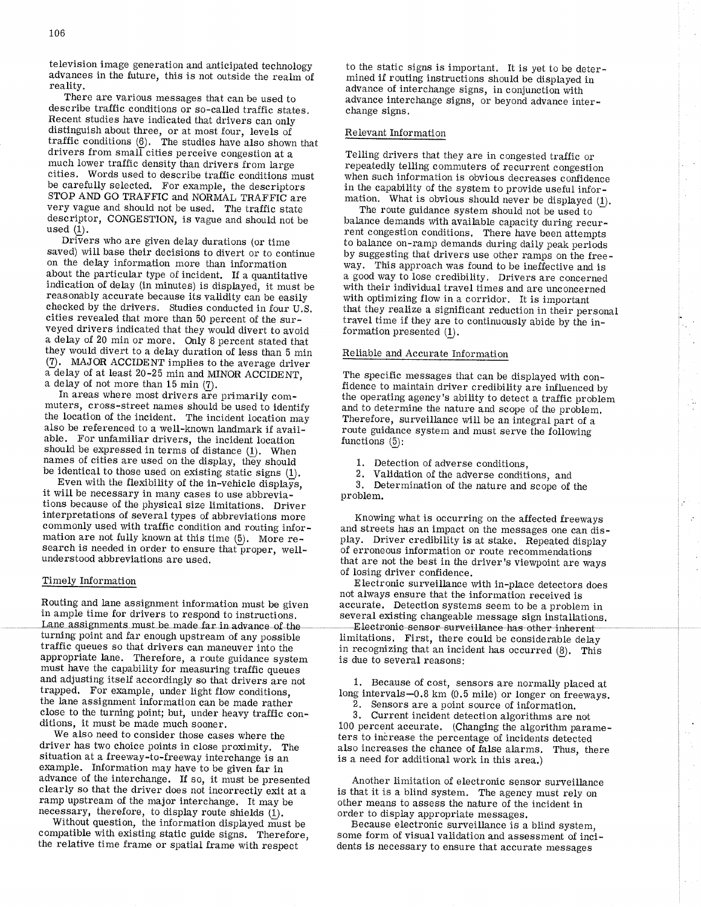television image generation and anticipated technology advances in the future, this is not outside the realm of reality.

There are various messages that can be used to describe traffic conditions or so-called traffic states. Recent studies have indicated that drivers can only distinguish about three, or at most four, levels of traffic conditions (6). The studies have also shown that drivers from small cities perceive congestion at a much lower traffic density than drivers from large cities. Words used to describe traffic conditions must be carefully selected. For example, the descriptors STOP AND GO TRAFFIC and NORMAL TRAFFIC are very vague and should not be used. The traffic state descriptor, CONGESTION, is vague and should not be used (1).

Drivers who are given delay durations (or time saved) will base their decisions to divert or to continue on the delay information more than information about the particular type of incident. If a quantitative indication of delay (in minutes) is displayed, it must be reasonably accurate because its validity can be easily checked by the drivers. Studies conducted in four U.S. cities revealed that more than 50 percent of the surveyed drivers indicated that they would divert to avoid a delay of 20 min or more. Only 8 percent stated that they would divert to a delay duration of less than 5 min (7). MAJOR ACCIDENT implies to the average driver a delay of at least 20-25 min and MINOR ACCIDENT, a delay of not more than 15 min (7).

In areas where most drivers are primarily commuters, cross-street names should be used to identify the location of the incident. The incident location may also be referenced to a well-known landmark if available. For unfamiliar drivers, the incident location should be expressed in terms of distance (1). When names of cities are used on the display, they should be identical to those used on existing static signs (1).

Even with the flexibility of the in-vehicle displays, it will be necessary in many cases to use abbreviations because of the physical size limitations. Driver interpretations of several types of abbreviations more commonly used with traffic condition and routing information are not fully known at this time (5). More research is needed in order to ensure that proper, well-understood abbreviations are used.

## Timely Information

Routing and lane assignment information must be given in ample time for drivers to respond to instructions. Lane assignments must be made far in advance of the turning point and far enough upstream of any possible traffic queues so that drivers can maneuver into the appropriate lane. Therefore, a route guidance system must have the capability for measuring traffic queues and adjusting itself accordingly so that drivers are not trapped. For example, under light flow conditions, the lane assignment information can be made rather close to the turning point; but, under heavy traffic conditions, it must be made much sooner.

We also need to consider those cases where the driver has two choice points in close proximity. The situation at a freeway-to-freeway interchange is an example. Information may have to be given far in advance of the interchange. If so, it must be presented clearly so that the driver does not incorrectly exit at a ramp upstream of the major interchange. It may be necessary, therefore, to display route shields (1).

Without question, the information displayed must be compatible with existing static guide signs. Therefore, the relative time frame or spatial frame with respect to the static signs is important. It is yet to be determined if routing instructions should be displayed in advance of interchange signs, in conjunction with advance interchange signs, or beyond advance interchange signs.

## Relevant Information

Telling drivers that they are in congested traffic or repeatedly telling commuters of recurrent congestion when such information is obvious decreases confidence in the capability of the system to provide useful information. What is obvious should never be displayed (1).

The route guidance system should not be used to balance demands with available capacity during recurrent congestion conditions. There have been attempts to balance on-ramp demands during daily peak periods by suggesting that drivers use other ramps on the freeway. This approach was found to be ineffective and is a good way to lose credibility. Drivers are concerned with their individual travel times and are unconcerned with optimizing flow in a corridor. It is important that they realize a significant reduction in their personal travel time if they are to continuously abide by the information presented (1).

## Reliable and Accurate Information

The specific messages that can be displayed with confidence to maintain driver credibility are influenced by the operating agency's ability to detect a traffic problem and to determine the nature and scope of the problem. Therefore, surveillance will be an integral part of a route guidance system and must serve the following functions (5):

1. Detection of adverse conditions,
2. Validation of the adverse conditions, and
3. Determination of the nature and scope of the problem.

Knowing what is occurring on the affected freeways and streets has an impact on the messages one can display. Driver credibility is at stake. Repeated display of erroneous information or route recommendations that are not the best in the driver's viewpoint are ways of losing driver confidence.

Electronic surveillance with in-place detectors does not always ensure that the information received is accurate. Detection systems seem to be a problem in several existing changeable message sign installations. Electronic sensor surveillance has other inherent limitations. First, there could be considerable delay in recognizing that an incident has occurred (8). This is due to several reasons:

1. Because of cost, sensors are normally placed at long intervals—0.8 km (0.5 mile) or longer on freeways.
2. Sensors are a point source of information.
3. Current incident detection algorithms are not 100 percent accurate. (Changing the algorithm parameters to increase the percentage of incidents detected also increases the chance of false alarms. Thus, there is a need for additional work in this area.)

Another limitation of electronic sensor surveillance is that it is a blind system. The agency must rely on other means to assess the nature of the incident in order to display appropriate messages.

Because electronic surveillance is a blind system, some form of visual validation and assessment of incidents is necessary to ensure that accurate messages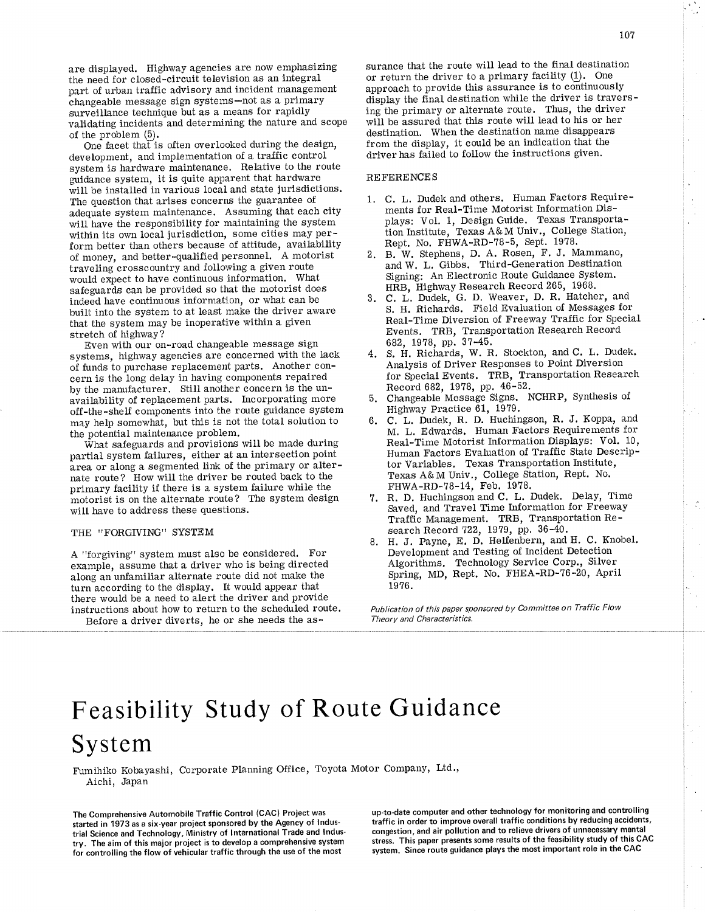are displayed. Highway agencies are now emphasizing the need for closed-circuit television as an integral part of urban traffic advisory and incident management changeable message sign systems—not as a primary surveillance technique but as a means for rapidly validating incidents and determining the nature and scope of the problem (5).

One facet that is often overlooked during the design, development, and implementation of a traffic control system is hardware maintenance. Relative to the route guidance system, it is quite apparent that hardware will be installed in various local and state jurisdictions. The question that arises concerns the guarantee of adequate system maintenance. Assuming that each city will have the responsibility for maintaining the system within its own local jurisdiction, some cities may perform better than others because of attitude, availability of money, and better-qualified personnel. A motorist traveling crosscountry and following a given route would expect to have continuous information. What safeguards can be provided so that the motorist does indeed have continuous information, or what can be built into the system to at least make the driver aware that the system may be inoperative within a given stretch of highway?

Even with our on-road changeable message sign systems, highway agencies are concerned with the lack of funds to purchase replacement parts. Another concern is the long delay in having components repaired by the manufacturer. Still another concern is the unavailability of replacement parts. Incorporating more off-the-shelf components into the route guidance system may help somewhat, but this is not the total solution to the potential maintenance problem.

What safeguards and provisions will be made during partial system failures, either at an intersection point area or along a segmented link of the primary or alternate route? How will the driver be routed back to the primary facility if there is a system failure while the motorist is on the alternate route? The system design will have to address these questions.

## THE "FORGIVING" SYSTEM

A "forgiving" system must also be considered. For example, assume that a driver who is being directed along an unfamiliar alternate route did not make the turn according to the display. It would appear that there would be a need to alert the driver and provide instructions about how to return to the scheduled route.

Before a driver diverts, he or she needs the assurance that the route will lead to the final destination or return the driver to a primary facility (1). One approach to provide this assurance is to continuously display the final destination while the driver is traversing the primary or alternate route. Thus, the driver will be assured that this route will lead to his or her destination. When the destination name disappears from the display, it could be an indication that the driver has failed to follow the instructions given.

## REFERENCES

1. C. L. Dudek and others. Human Factors Requirements for Real-Time Motorist Information Displays: Vol. 1, Design Guide. Texas Transportation Institute, Texas A&M Univ., College Station, Rept. No. FHWA-RD-78-5, Sept. 1978.
2. B. W. Stephens, D. A. Rosen, F. J. Mammano, and W. L. Gibbs. Third-Generation Destination Signing: An Electronic Route Guidance System. HRB, Highway Research Record 265, 1968.
3. C. L. Dudek, G. D. Weaver, D. R. Hatcher, and S. H. Richards. Field Evaluation of Messages for Real-Time Diversion of Freeway Traffic for Special Events. TRB, Transportation Research Record 682, 1978, pp. 37-45.
4. S. H. Richards, W. R. Stockton, and C. L. Dudek. Analysis of Driver Responses to Point Diversion for Special Events. TRB, Transportation Research Record 682, 1978, pp. 46-52.
5. Changeable Message Signs. NCHRP, Synthesis of Highway Practice 61, 1979.
6. C. L. Dudek, R. D. Huchingson, R. J. Koppa, and M. L. Edwards. Human Factors Requirements for Real-Time Motorist Information Displays: Vol. 10, Human Factors Evaluation of Traffic State Descriptor Variables. Texas Transportation Institute, Texas A&M Univ., College Station, Rept. No. FHWA-RD-78-14, Feb. 1978.
7. R. D. Huchingson and C. L. Dudek. Delay, Time Saved, and Travel Time Information for Freeway Traffic Management. TRB, Transportation Research Record 722, 1979, pp. 36-40.
8. H. J. Payne, E. D. Helfenbern, and H. C. Knobel. Development and Testing of Incident Detection Algorithms. Technology Service Corp., Silver Spring, MD, Rept. No. FHEA-RD-76-20, April 1976.

*Publication of this paper sponsored by Committee on Traffic Flow Theory and Characteristics.*

# Feasibility Study of Route Guidance System

Fumihiko Kobayashi, Corporate Planning Office, Toyota Motor Company, Ltd., Aichi, Japan

**The Comprehensive Automobile Traffic Control (CAC) Project was started in 1973 as a six-year project sponsored by the Agency of Industrial Science and Technology, Ministry of International Trade and Industry. The aim of this major project is to develop a comprehensive system for controlling the flow of vehicular traffic through the use of the most up-to-date computer and other technology for monitoring and controlling traffic in order to improve overall traffic conditions by reducing accidents, congestion, and air pollution and to relieve drivers of unnecessary mental stress. This paper presents some results of the feasibility study of this CAC system. Since route guidance plays the most important role in the CAC**